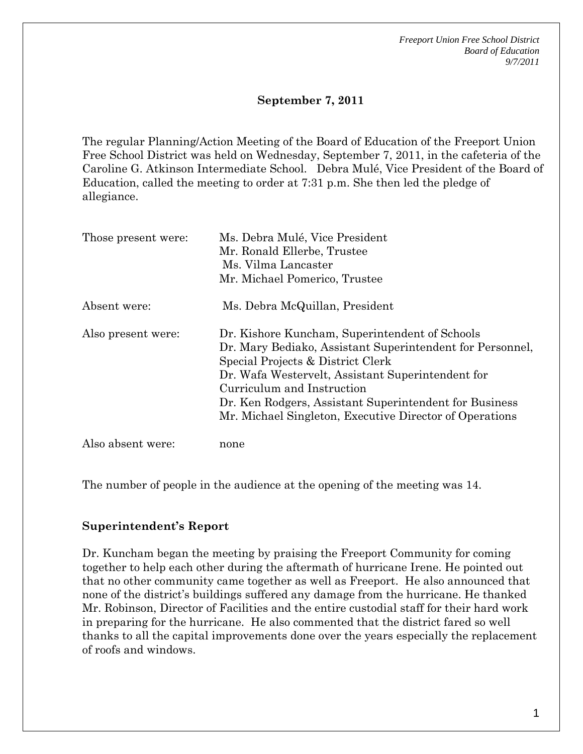## September 7, 2011

The regular Planning/Action Meeting of the Board of Education of the Freeport Union Free School District was held on Wednesday, September 7, 2011, in the cafeteria of the Caroline G. Atkinson Intermediate School. Debra Mulé, Vice President of the Board of Education, called the meeting to order at 7:31 p.m. She then led the pledge of allegiance.

| | |
|---|---|
| Those present were: | Ms. Debra Mulé, Vice President<br>Mr. Ronald Ellerbe, Trustee<br>Ms. Vilma Lancaster<br>Mr. Michael Pomerico, Trustee |
| Absent were: | Ms. Debra McQuillan, President |
| Also present were: | Dr. Kishore Kuncham, Superintendent of Schools<br>Dr. Mary Bediako, Assistant Superintendent for Personnel, Special Projects & District Clerk<br>Dr. Wafa Westervelt, Assistant Superintendent for Curriculum and Instruction<br>Dr. Ken Rodgers, Assistant Superintendent for Business<br>Mr. Michael Singleton, Executive Director of Operations |
| Also absent were: | none |

The number of people in the audience at the opening of the meeting was 14.

### Superintendent's Report

Dr. Kuncham began the meeting by praising the Freeport Community for coming together to help each other during the aftermath of hurricane Irene. He pointed out that no other community came together as well as Freeport. He also announced that none of the district's buildings suffered any damage from the hurricane. He thanked Mr. Robinson, Director of Facilities and the entire custodial staff for their hard work in preparing for the hurricane. He also commented that the district fared so well thanks to all the capital improvements done over the years especially the replacement of roofs and windows.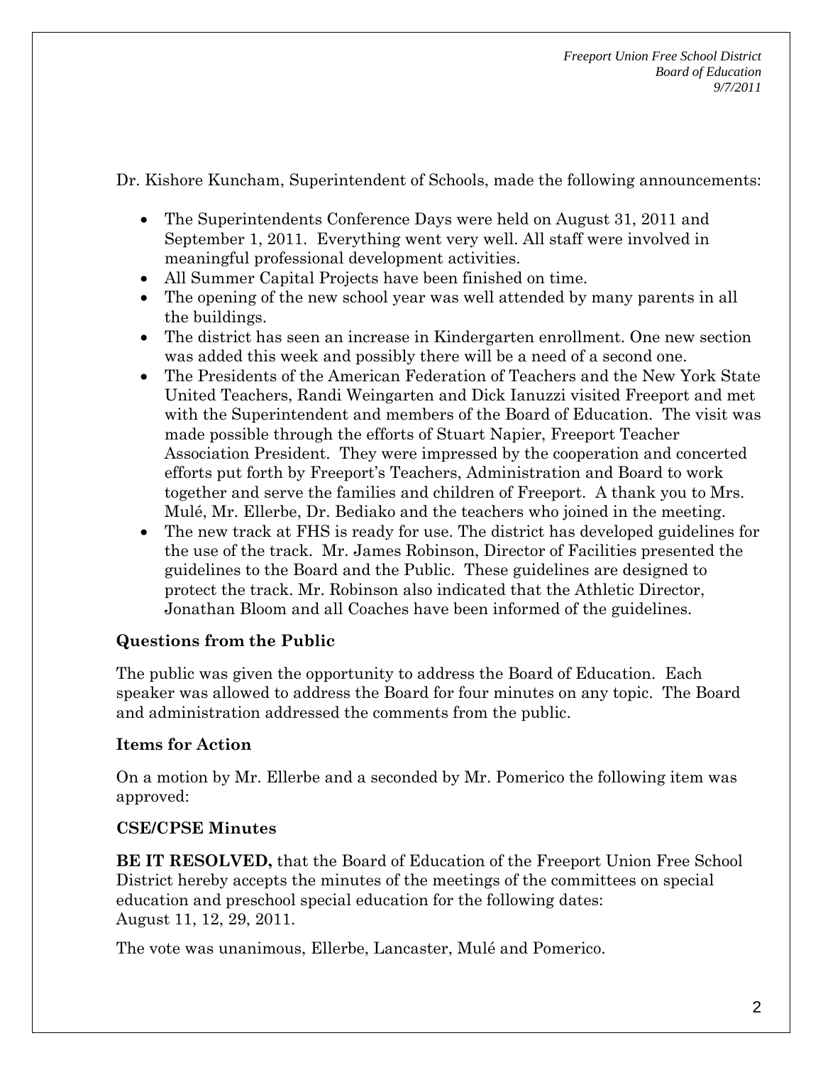Dr. Kishore Kuncham, Superintendent of Schools, made the following announcements:

- The Superintendents Conference Days were held on August 31, 2011 and September 1, 2011. Everything went very well. All staff were involved in meaningful professional development activities.
- All Summer Capital Projects have been finished on time.
- The opening of the new school year was well attended by many parents in all the buildings.
- The district has seen an increase in Kindergarten enrollment. One new section was added this week and possibly there will be a need of a second one.
- The Presidents of the American Federation of Teachers and the New York State United Teachers, Randi Weingarten and Dick Ianuzzi visited Freeport and met with the Superintendent and members of the Board of Education. The visit was made possible through the efforts of Stuart Napier, Freeport Teacher Association President. They were impressed by the cooperation and concerted efforts put forth by Freeport's Teachers, Administration and Board to work together and serve the families and children of Freeport. A thank you to Mrs. Mulé, Mr. Ellerbe, Dr. Bediako and the teachers who joined in the meeting.
- The new track at FHS is ready for use. The district has developed guidelines for the use of the track. Mr. James Robinson, Director of Facilities presented the guidelines to the Board and the Public. These guidelines are designed to protect the track. Mr. Robinson also indicated that the Athletic Director, Jonathan Bloom and all Coaches have been informed of the guidelines.

**Questions from the Public**

The public was given the opportunity to address the Board of Education. Each speaker was allowed to address the Board for four minutes on any topic. The Board and administration addressed the comments from the public.

**Items for Action**

On a motion by Mr. Ellerbe and a seconded by Mr. Pomerico the following item was approved:

**CSE/CPSE Minutes**

**BE IT RESOLVED,** that the Board of Education of the Freeport Union Free School District hereby accepts the minutes of the meetings of the committees on special education and preschool special education for the following dates:
August 11, 12, 29, 2011.

The vote was unanimous, Ellerbe, Lancaster, Mulé and Pomerico.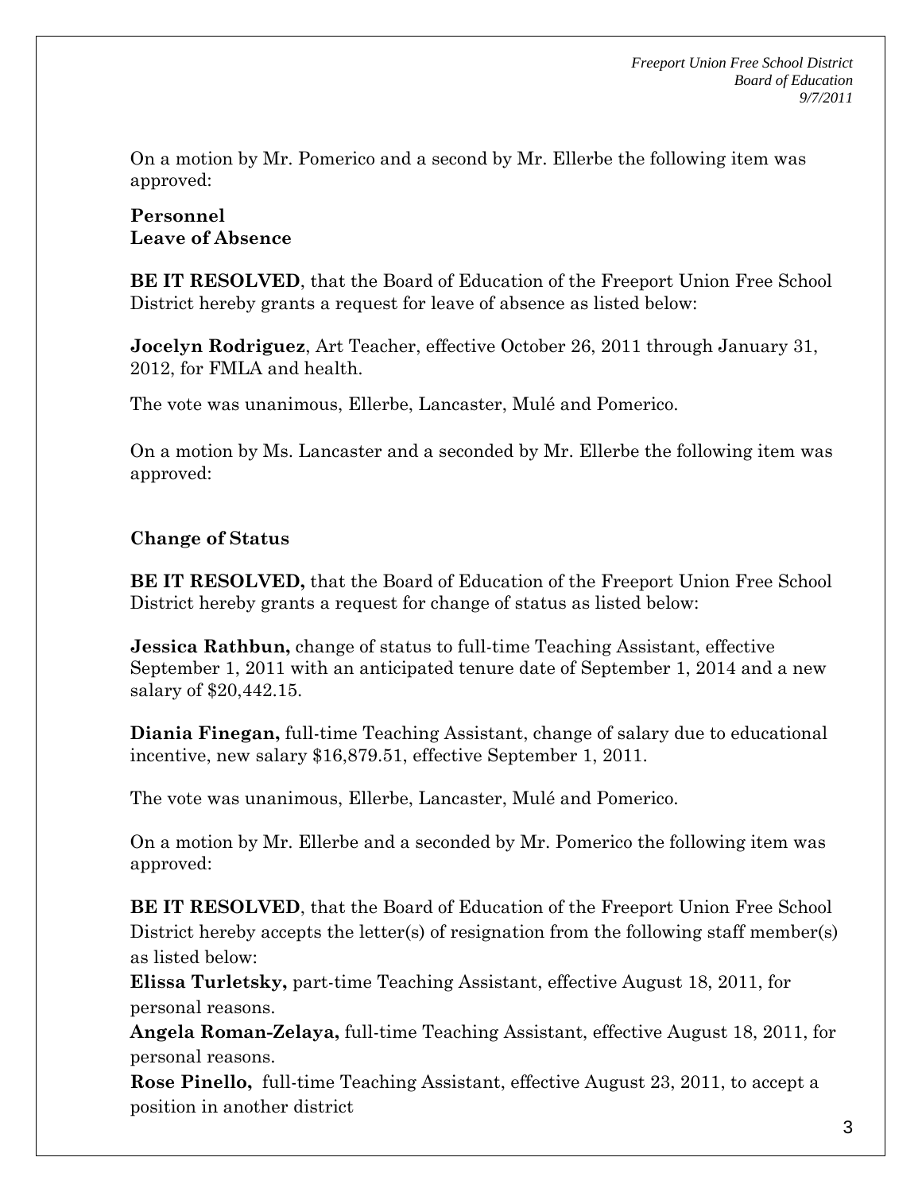On a motion by Mr. Pomerico and a second by Mr. Ellerbe the following item was approved:

**Personnel**
**Leave of Absence**

**BE IT RESOLVED**, that the Board of Education of the Freeport Union Free School District hereby grants a request for leave of absence as listed below:

**Jocelyn Rodriguez**, Art Teacher, effective October 26, 2011 through January 31, 2012, for FMLA and health.

The vote was unanimous, Ellerbe, Lancaster, Mulé and Pomerico.

On a motion by Ms. Lancaster and a seconded by Mr. Ellerbe the following item was approved:

**Change of Status**

**BE IT RESOLVED,** that the Board of Education of the Freeport Union Free School District hereby grants a request for change of status as listed below:

**Jessica Rathbun,** change of status to full-time Teaching Assistant, effective September 1, 2011 with an anticipated tenure date of September 1, 2014 and a new salary of $20,442.15.

**Diania Finegan,** full-time Teaching Assistant, change of salary due to educational incentive, new salary $16,879.51, effective September 1, 2011.

The vote was unanimous, Ellerbe, Lancaster, Mulé and Pomerico.

On a motion by Mr. Ellerbe and a seconded by Mr. Pomerico the following item was approved:

**BE IT RESOLVED**, that the Board of Education of the Freeport Union Free School District hereby accepts the letter(s) of resignation from the following staff member(s) as listed below:

**Elissa Turletsky,** part-time Teaching Assistant, effective August 18, 2011, for personal reasons.

**Angela Roman-Zelaya,** full-time Teaching Assistant, effective August 18, 2011, for personal reasons.

**Rose Pinello,** full-time Teaching Assistant, effective August 23, 2011, to accept a position in another district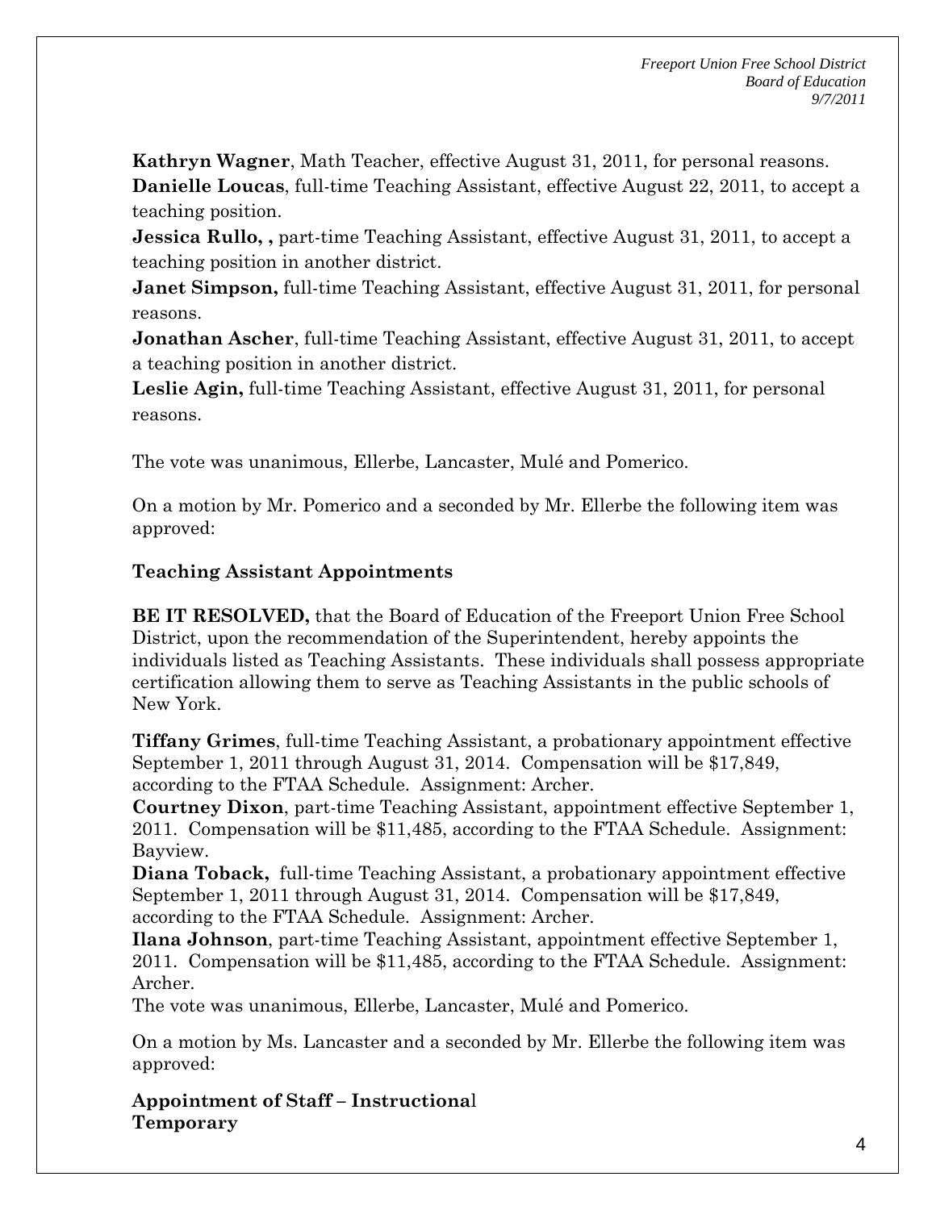**Kathryn Wagner**, Math Teacher, effective August 31, 2011, for personal reasons.
**Danielle Loucas**, full-time Teaching Assistant, effective August 22, 2011, to accept a teaching position.
**Jessica Rullo, ,** part-time Teaching Assistant, effective August 31, 2011, to accept a teaching position in another district.
**Janet Simpson,** full-time Teaching Assistant, effective August 31, 2011, for personal reasons.
**Jonathan Ascher**, full-time Teaching Assistant, effective August 31, 2011, to accept a teaching position in another district.
**Leslie Agin,** full-time Teaching Assistant, effective August 31, 2011, for personal reasons.

The vote was unanimous, Ellerbe, Lancaster, Mulé and Pomerico.

On a motion by Mr. Pomerico and a seconded by Mr. Ellerbe the following item was approved:

**Teaching Assistant Appointments**

**BE IT RESOLVED,** that the Board of Education of the Freeport Union Free School District, upon the recommendation of the Superintendent, hereby appoints the individuals listed as Teaching Assistants. These individuals shall possess appropriate certification allowing them to serve as Teaching Assistants in the public schools of New York.

**Tiffany Grimes**, full-time Teaching Assistant, a probationary appointment effective September 1, 2011 through August 31, 2014. Compensation will be $17,849, according to the FTAA Schedule. Assignment: Archer.
**Courtney Dixon**, part-time Teaching Assistant, appointment effective September 1, 2011. Compensation will be $11,485, according to the FTAA Schedule. Assignment: Bayview.
**Diana Toback,** full-time Teaching Assistant, a probationary appointment effective September 1, 2011 through August 31, 2014. Compensation will be $17,849, according to the FTAA Schedule. Assignment: Archer.
**Ilana Johnson**, part-time Teaching Assistant, appointment effective September 1, 2011. Compensation will be $11,485, according to the FTAA Schedule. Assignment: Archer.
The vote was unanimous, Ellerbe, Lancaster, Mulé and Pomerico.

On a motion by Ms. Lancaster and a seconded by Mr. Ellerbe the following item was approved:

**Appointment of Staff – Instructional**
**Temporary**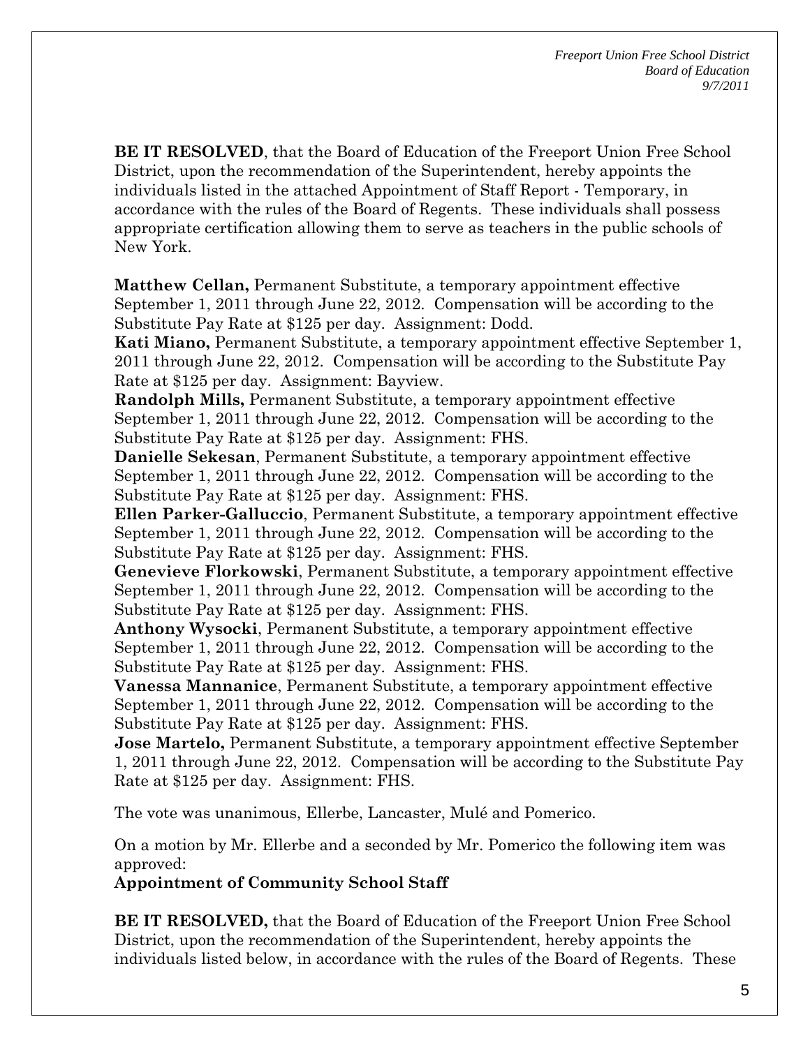**BE IT RESOLVED**, that the Board of Education of the Freeport Union Free School District, upon the recommendation of the Superintendent, hereby appoints the individuals listed in the attached Appointment of Staff Report - Temporary, in accordance with the rules of the Board of Regents. These individuals shall possess appropriate certification allowing them to serve as teachers in the public schools of New York.

**Matthew Cellan,** Permanent Substitute, a temporary appointment effective September 1, 2011 through June 22, 2012. Compensation will be according to the Substitute Pay Rate at $125 per day. Assignment: Dodd.

**Kati Miano,** Permanent Substitute, a temporary appointment effective September 1, 2011 through June 22, 2012. Compensation will be according to the Substitute Pay Rate at $125 per day. Assignment: Bayview.

**Randolph Mills,** Permanent Substitute, a temporary appointment effective September 1, 2011 through June 22, 2012. Compensation will be according to the Substitute Pay Rate at $125 per day. Assignment: FHS.

**Danielle Sekesan**, Permanent Substitute, a temporary appointment effective September 1, 2011 through June 22, 2012. Compensation will be according to the Substitute Pay Rate at $125 per day. Assignment: FHS.

**Ellen Parker-Galluccio**, Permanent Substitute, a temporary appointment effective September 1, 2011 through June 22, 2012. Compensation will be according to the Substitute Pay Rate at $125 per day. Assignment: FHS.

**Genevieve Florkowski**, Permanent Substitute, a temporary appointment effective September 1, 2011 through June 22, 2012. Compensation will be according to the Substitute Pay Rate at $125 per day. Assignment: FHS.

**Anthony Wysocki**, Permanent Substitute, a temporary appointment effective September 1, 2011 through June 22, 2012. Compensation will be according to the Substitute Pay Rate at $125 per day. Assignment: FHS.

**Vanessa Mannanice**, Permanent Substitute, a temporary appointment effective September 1, 2011 through June 22, 2012. Compensation will be according to the Substitute Pay Rate at $125 per day. Assignment: FHS.

**Jose Martelo,** Permanent Substitute, a temporary appointment effective September 1, 2011 through June 22, 2012. Compensation will be according to the Substitute Pay Rate at $125 per day. Assignment: FHS.

The vote was unanimous, Ellerbe, Lancaster, Mulé and Pomerico.

On a motion by Mr. Ellerbe and a seconded by Mr. Pomerico the following item was approved:

**Appointment of Community School Staff**

**BE IT RESOLVED,** that the Board of Education of the Freeport Union Free School District, upon the recommendation of the Superintendent, hereby appoints the individuals listed below, in accordance with the rules of the Board of Regents. These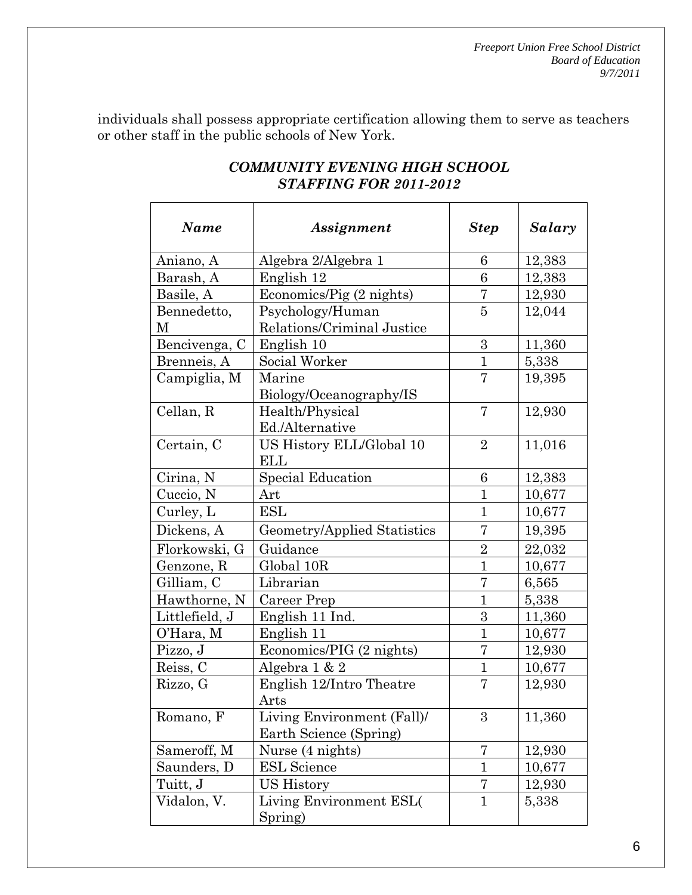individuals shall possess appropriate certification allowing them to serve as teachers or other staff in the public schools of New York.

### *COMMUNITY EVENING HIGH SCHOOL STAFFING FOR 2011-2012*

| *Name* | *Assignment* | *Step* | *Salary* |
|---|---|---|---|
| Aniano, A | Algebra 2/Algebra 1 | 6 | 12,383 |
| Barash, A | English 12 | 6 | 12,383 |
| Basile, A | Economics/Pig (2 nights) | 7 | 12,930 |
| Bennedetto, M | Psychology/Human Relations/Criminal Justice | 5 | 12,044 |
| Bencivenga, C | English 10 | 3 | 11,360 |
| Brenneis, A | Social Worker | 1 | 5,338 |
| Campiglia, M | Marine Biology/Oceanography/IS | 7 | 19,395 |
| Cellan, R | Health/Physical Ed./Alternative | 7 | 12,930 |
| Certain, C | US History ELL/Global 10 ELL | 2 | 11,016 |
| Cirina, N | Special Education | 6 | 12,383 |
| Cuccio, N | Art | 1 | 10,677 |
| Curley, L | ESL | 1 | 10,677 |
| Dickens, A | Geometry/Applied Statistics | 7 | 19,395 |
| Florkowski, G | Guidance | 2 | 22,032 |
| Genzone, R | Global 10R | 1 | 10,677 |
| Gilliam, C | Librarian | 7 | 6,565 |
| Hawthorne, N | Career Prep | 1 | 5,338 |
| Littlefield, J | English 11 Ind. | 3 | 11,360 |
| O'Hara, M | English 11 | 1 | 10,677 |
| Pizzo, J | Economics/PIG (2 nights) | 7 | 12,930 |
| Reiss, C | Algebra 1 & 2 | 1 | 10,677 |
| Rizzo, G | English 12/Intro Theatre Arts | 7 | 12,930 |
| Romano, F | Living Environment (Fall)/ Earth Science (Spring) | 3 | 11,360 |
| Sameroff, M | Nurse (4 nights) | 7 | 12,930 |
| Saunders, D | ESL Science | 1 | 10,677 |
| Tuitt, J | US History | 7 | 12,930 |
| Vidalon, V. | Living Environment ESL( Spring) | 1 | 5,338 |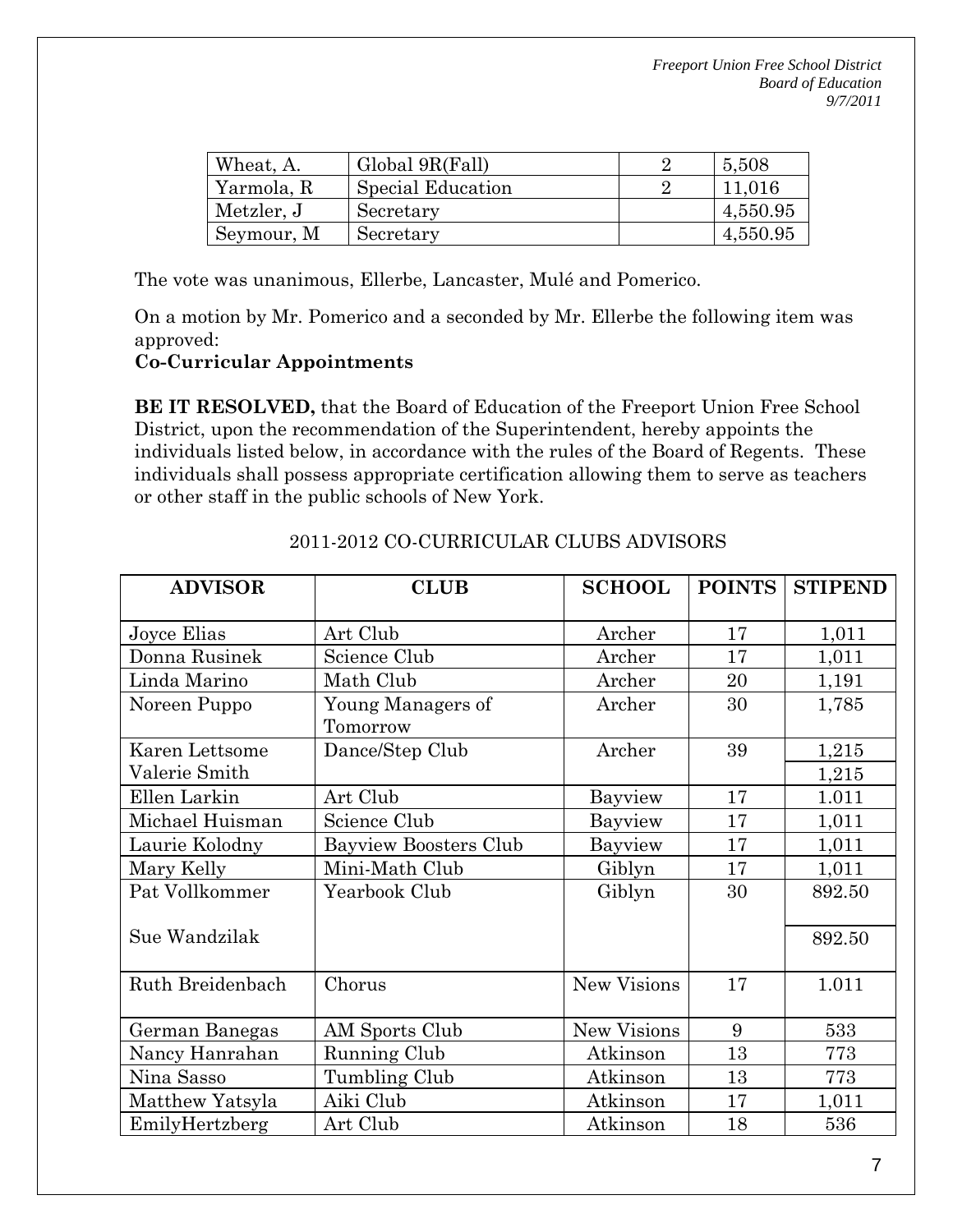| Wheat, A. | Global 9R(Fall) | 2 | 5,508 |
|---|---|---|---|
| Yarmola, R | Special Education | 2 | 11,016 |
| Metzler, J | Secretary | | 4,550.95 |
| Seymour, M | Secretary | | 4,550.95 |

The vote was unanimous, Ellerbe, Lancaster, Mulé and Pomerico.

On a motion by Mr. Pomerico and a seconded by Mr. Ellerbe the following item was approved:

**Co-Curricular Appointments**

**BE IT RESOLVED,** that the Board of Education of the Freeport Union Free School District, upon the recommendation of the Superintendent, hereby appoints the individuals listed below, in accordance with the rules of the Board of Regents. These individuals shall possess appropriate certification allowing them to serve as teachers or other staff in the public schools of New York.

2011-2012 CO-CURRICULAR CLUBS ADVISORS

| ADVISOR | CLUB | SCHOOL | POINTS | STIPEND |
|---|---|---|---|---|
| Joyce Elias | Art Club | Archer | 17 | 1,011 |
| Donna Rusinek | Science Club | Archer | 17 | 1,011 |
| Linda Marino | Math Club | Archer | 20 | 1,191 |
| Noreen Puppo | Young Managers of Tomorrow | Archer | 30 | 1,785 |
| Karen Lettsome | Dance/Step Club | Archer | 39 | 1,215 |
| Valerie Smith | | | | 1,215 |
| Ellen Larkin | Art Club | Bayview | 17 | 1.011 |
| Michael Huisman | Science Club | Bayview | 17 | 1,011 |
| Laurie Kolodny | Bayview Boosters Club | Bayview | 17 | 1,011 |
| Mary Kelly | Mini-Math Club | Giblyn | 17 | 1,011 |
| Pat Vollkommer | Yearbook Club | Giblyn | 30 | 892.50 |
| Sue Wandzilak | | | | 892.50 |
| Ruth Breidenbach | Chorus | New Visions | 17 | 1.011 |
| German Banegas | AM Sports Club | New Visions | 9 | 533 |
| Nancy Hanrahan | Running Club | Atkinson | 13 | 773 |
| Nina Sasso | Tumbling Club | Atkinson | 13 | 773 |
| Matthew Yatsyla | Aiki Club | Atkinson | 17 | 1,011 |
| EmilyHertzberg | Art Club | Atkinson | 18 | 536 |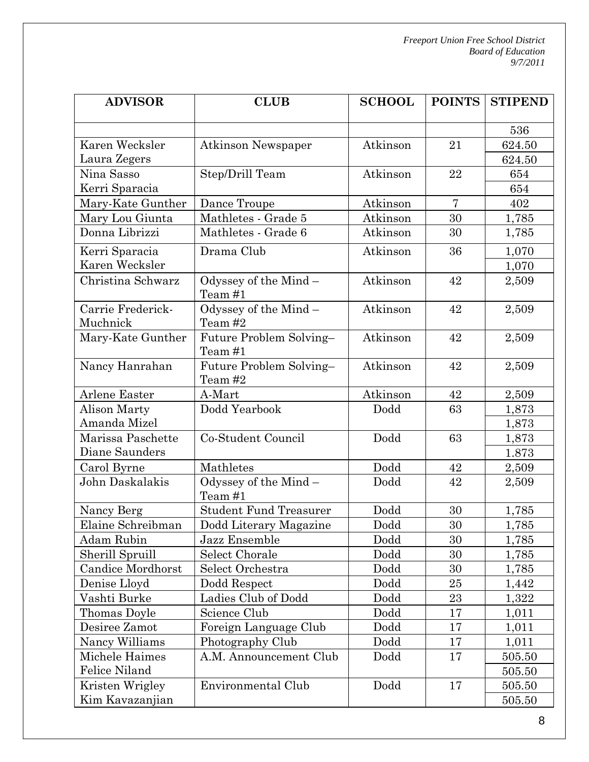| ADVISOR | CLUB | SCHOOL | POINTS | STIPEND |
|---|---|---|---|---|
| | | | | 536 |
| Karen Wecksler | Atkinson Newspaper | Atkinson | 21 | 624.50 |
| Laura Zegers | | | | 624.50 |
| Nina Sasso | Step/Drill Team | Atkinson | 22 | 654 |
| Kerri Sparacia | | | | 654 |
| Mary-Kate Gunther | Dance Troupe | Atkinson | 7 | 402 |
| Mary Lou Giunta | Mathletes - Grade 5 | Atkinson | 30 | 1,785 |
| Donna Librizzi | Mathletes - Grade 6 | Atkinson | 30 | 1,785 |
| Kerri Sparacia | Drama Club | Atkinson | 36 | 1,070 |
| Karen Wecksler | | | | 1,070 |
| Christina Schwarz | Odyssey of the Mind – Team #1 | Atkinson | 42 | 2,509 |
| Carrie Frederick-Muchnick | Odyssey of the Mind – Team #2 | Atkinson | 42 | 2,509 |
| Mary-Kate Gunther | Future Problem Solving– Team #1 | Atkinson | 42 | 2,509 |
| Nancy Hanrahan | Future Problem Solving– Team #2 | Atkinson | 42 | 2,509 |
| Arlene Easter | A-Mart | Atkinson | 42 | 2,509 |
| Alison Marty | Dodd Yearbook | Dodd | 63 | 1,873 |
| Amanda Mizel | | | | 1,873 |
| Marissa Paschette | Co-Student Council | Dodd | 63 | 1,873 |
| Diane Saunders | | | | 1.873 |
| Carol Byrne | Mathletes | Dodd | 42 | 2,509 |
| John Daskalakis | Odyssey of the Mind – Team #1 | Dodd | 42 | 2,509 |
| Nancy Berg | Student Fund Treasurer | Dodd | 30 | 1,785 |
| Elaine Schreibman | Dodd Literary Magazine | Dodd | 30 | 1,785 |
| Adam Rubin | Jazz Ensemble | Dodd | 30 | 1,785 |
| Sherill Spruill | Select Chorale | Dodd | 30 | 1,785 |
| Candice Mordhorst | Select Orchestra | Dodd | 30 | 1,785 |
| Denise Lloyd | Dodd Respect | Dodd | 25 | 1,442 |
| Vashti Burke | Ladies Club of Dodd | Dodd | 23 | 1,322 |
| Thomas Doyle | Science Club | Dodd | 17 | 1,011 |
| Desiree Zamot | Foreign Language Club | Dodd | 17 | 1,011 |
| Nancy Williams | Photography Club | Dodd | 17 | 1,011 |
| Michele Haimes | A.M. Announcement Club | Dodd | 17 | 505.50 |
| Felice Niland | | | | 505.50 |
| Kristen Wrigley | Environmental Club | Dodd | 17 | 505.50 |
| Kim Kavazanjian | | | | 505.50 |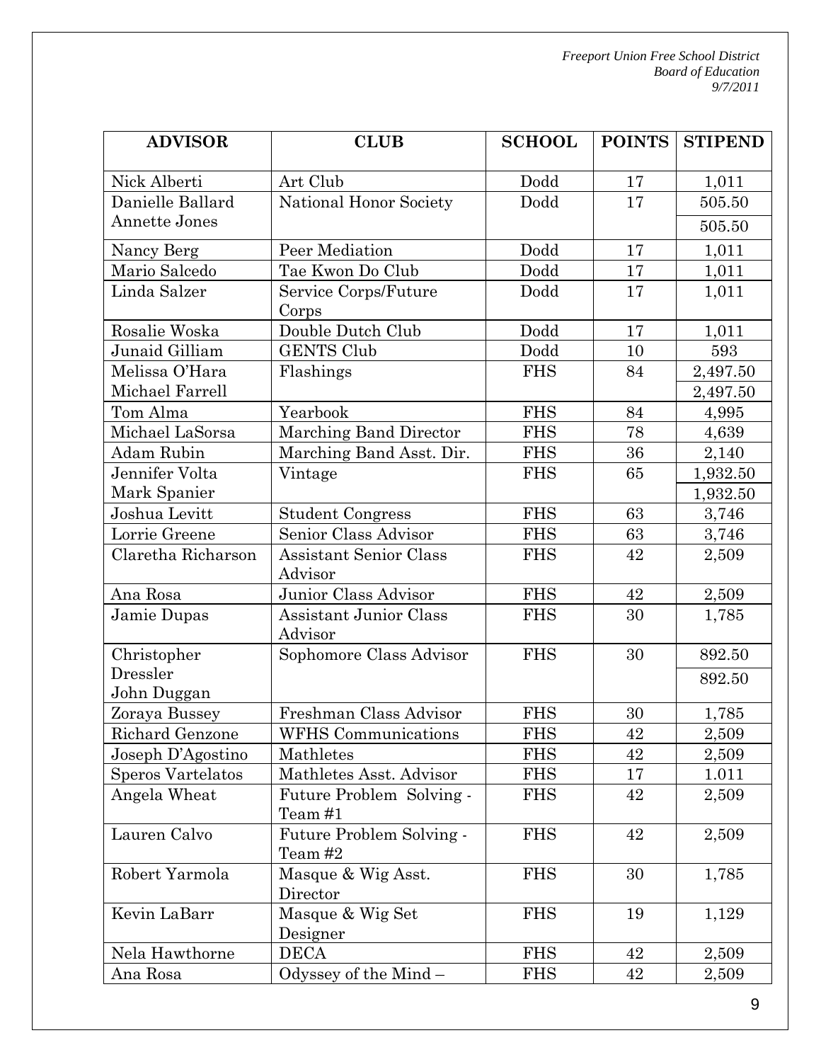| ADVISOR | CLUB | SCHOOL | POINTS | STIPEND |
|---|---|---|---|---|
| Nick Alberti | Art Club | Dodd | 17 | 1,011 |
| Danielle Ballard<br>Annette Jones | National Honor Society | Dodd | 17 | 505.50<br>505.50 |
| Nancy Berg | Peer Mediation | Dodd | 17 | 1,011 |
| Mario Salcedo | Tae Kwon Do Club | Dodd | 17 | 1,011 |
| Linda Salzer | Service Corps/Future Corps | Dodd | 17 | 1,011 |
| Rosalie Woska | Double Dutch Club | Dodd | 17 | 1,011 |
| Junaid Gilliam | GENTS Club | Dodd | 10 | 593 |
| Melissa O'Hara<br>Michael Farrell | Flashings | FHS | 84 | 2,497.50<br>2,497.50 |
| Tom Alma | Yearbook | FHS | 84 | 4,995 |
| Michael LaSorsa | Marching Band Director | FHS | 78 | 4,639 |
| Adam Rubin | Marching Band Asst. Dir. | FHS | 36 | 2,140 |
| Jennifer Volta<br>Mark Spanier | Vintage | FHS | 65 | 1,932.50<br>1,932.50 |
| Joshua Levitt | Student Congress | FHS | 63 | 3,746 |
| Lorrie Greene | Senior Class Advisor | FHS | 63 | 3,746 |
| Claretha Richarson | Assistant Senior Class Advisor | FHS | 42 | 2,509 |
| Ana Rosa | Junior Class Advisor | FHS | 42 | 2,509 |
| Jamie Dupas | Assistant Junior Class Advisor | FHS | 30 | 1,785 |
| Christopher Dressler<br>John Duggan | Sophomore Class Advisor | FHS | 30 | 892.50<br>892.50 |
| Zoraya Bussey | Freshman Class Advisor | FHS | 30 | 1,785 |
| Richard Genzone | WFHS Communications | FHS | 42 | 2,509 |
| Joseph D'Agostino | Mathletes | FHS | 42 | 2,509 |
| Speros Vartelatos | Mathletes Asst. Advisor | FHS | 17 | 1.011 |
| Angela Wheat | Future Problem Solving - Team #1 | FHS | 42 | 2,509 |
| Lauren Calvo | Future Problem Solving - Team #2 | FHS | 42 | 2,509 |
| Robert Yarmola | Masque & Wig Asst. Director | FHS | 30 | 1,785 |
| Kevin LaBarr | Masque & Wig Set Designer | FHS | 19 | 1,129 |
| Nela Hawthorne | DECA | FHS | 42 | 2,509 |
| Ana Rosa | Odyssey of the Mind – | FHS | 42 | 2,509 |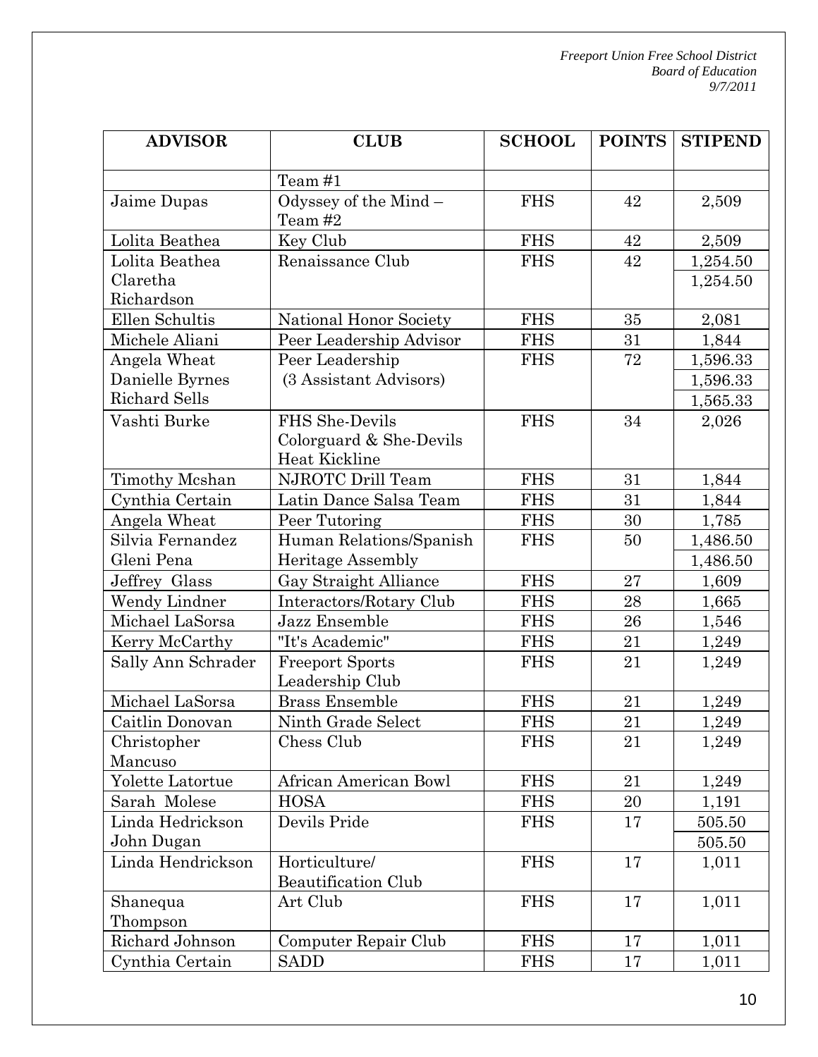| ADVISOR | CLUB | SCHOOL | POINTS | STIPEND |
|---|---|---|---|---|
| | Team #1 | | | |
| Jaime Dupas | Odyssey of the Mind – Team #2 | FHS | 42 | 2,509 |
| Lolita Beathea | Key Club | FHS | 42 | 2,509 |
| Lolita Beathea<br>Claretha Richardson | Renaissance Club | FHS | 42 | 1,254.50<br>1,254.50 |
| Ellen Schultis | National Honor Society | FHS | 35 | 2,081 |
| Michele Aliani | Peer Leadership Advisor | FHS | 31 | 1,844 |
| Angela Wheat<br>Danielle Byrnes<br>Richard Sells | Peer Leadership (3 Assistant Advisors) | FHS | 72 | 1,596.33<br>1,596.33<br>1,565.33 |
| Vashti Burke | FHS She-Devils Colorguard & She-Devils Heat Kickline | FHS | 34 | 2,026 |
| Timothy Mcshan | NJROTC Drill Team | FHS | 31 | 1,844 |
| Cynthia Certain | Latin Dance Salsa Team | FHS | 31 | 1,844 |
| Angela Wheat | Peer Tutoring | FHS | 30 | 1,785 |
| Silvia Fernandez<br>Gleni Pena | Human Relations/Spanish Heritage Assembly | FHS | 50 | 1,486.50<br>1,486.50 |
| Jeffrey Glass | Gay Straight Alliance | FHS | 27 | 1,609 |
| Wendy Lindner | Interactors/Rotary Club | FHS | 28 | 1,665 |
| Michael LaSorsa | Jazz Ensemble | FHS | 26 | 1,546 |
| Kerry McCarthy | "It's Academic" | FHS | 21 | 1,249 |
| Sally Ann Schrader | Freeport Sports Leadership Club | FHS | 21 | 1,249 |
| Michael LaSorsa | Brass Ensemble | FHS | 21 | 1,249 |
| Caitlin Donovan | Ninth Grade Select | FHS | 21 | 1,249 |
| Christopher Mancuso | Chess Club | FHS | 21 | 1,249 |
| Yolette Latortue | African American Bowl | FHS | 21 | 1,249 |
| Sarah Molese | HOSA | FHS | 20 | 1,191 |
| Linda Hedrickson<br>John Dugan | Devils Pride | FHS | 17 | 505.50<br>505.50 |
| Linda Hendrickson | Horticulture/ Beautification Club | FHS | 17 | 1,011 |
| Shanequa Thompson | Art Club | FHS | 17 | 1,011 |
| Richard Johnson | Computer Repair Club | FHS | 17 | 1,011 |
| Cynthia Certain | SADD | FHS | 17 | 1,011 |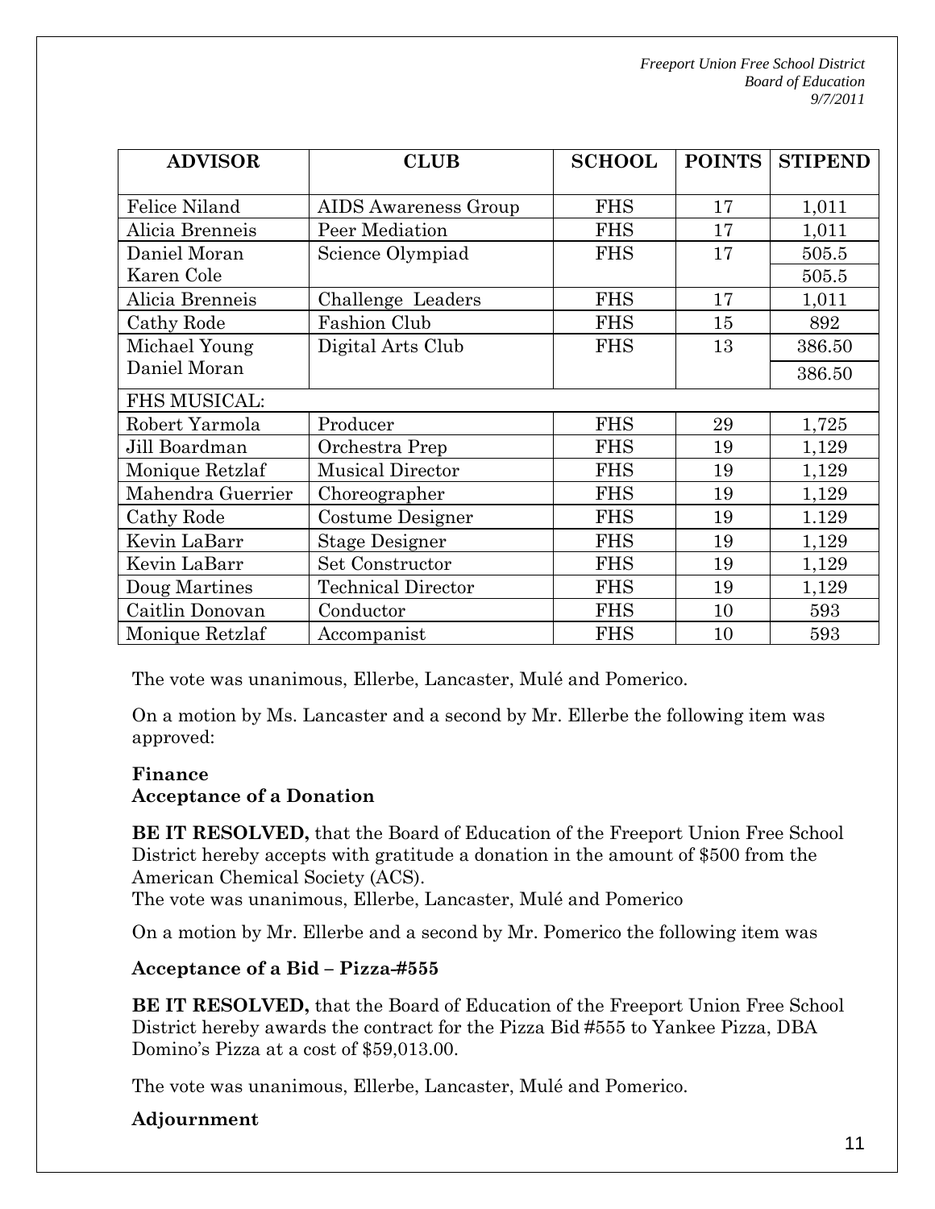| ADVISOR | CLUB | SCHOOL | POINTS | STIPEND |
|---|---|---|---|---|
| Felice Niland | AIDS Awareness Group | FHS | 17 | 1,011 |
| Alicia Brenneis | Peer Mediation | FHS | 17 | 1,011 |
| Daniel Moran | Science Olympiad | FHS | 17 | 505.5 |
| Karen Cole | | | | 505.5 |
| Alicia Brenneis | Challenge Leaders | FHS | 17 | 1,011 |
| Cathy Rode | Fashion Club | FHS | 15 | 892 |
| Michael Young | Digital Arts Club | FHS | 13 | 386.50 |
| Daniel Moran | | | | 386.50 |
| FHS MUSICAL: | | | | |
| Robert Yarmola | Producer | FHS | 29 | 1,725 |
| Jill Boardman | Orchestra Prep | FHS | 19 | 1,129 |
| Monique Retzlaf | Musical Director | FHS | 19 | 1,129 |
| Mahendra Guerrier | Choreographer | FHS | 19 | 1,129 |
| Cathy Rode | Costume Designer | FHS | 19 | 1.129 |
| Kevin LaBarr | Stage Designer | FHS | 19 | 1,129 |
| Kevin LaBarr | Set Constructor | FHS | 19 | 1,129 |
| Doug Martines | Technical Director | FHS | 19 | 1,129 |
| Caitlin Donovan | Conductor | FHS | 10 | 593 |
| Monique Retzlaf | Accompanist | FHS | 10 | 593 |

The vote was unanimous, Ellerbe, Lancaster, Mulé and Pomerico.

On a motion by Ms. Lancaster and a second by Mr. Ellerbe the following item was approved:

**Finance**
**Acceptance of a Donation**

**BE IT RESOLVED,** that the Board of Education of the Freeport Union Free School District hereby accepts with gratitude a donation in the amount of $500 from the American Chemical Society (ACS).
The vote was unanimous, Ellerbe, Lancaster, Mulé and Pomerico

On a motion by Mr. Ellerbe and a second by Mr. Pomerico the following item was

**Acceptance of a Bid – Pizza-#555**

**BE IT RESOLVED,** that the Board of Education of the Freeport Union Free School District hereby awards the contract for the Pizza Bid #555 to Yankee Pizza, DBA Domino's Pizza at a cost of $59,013.00.

The vote was unanimous, Ellerbe, Lancaster, Mulé and Pomerico.

**Adjournment**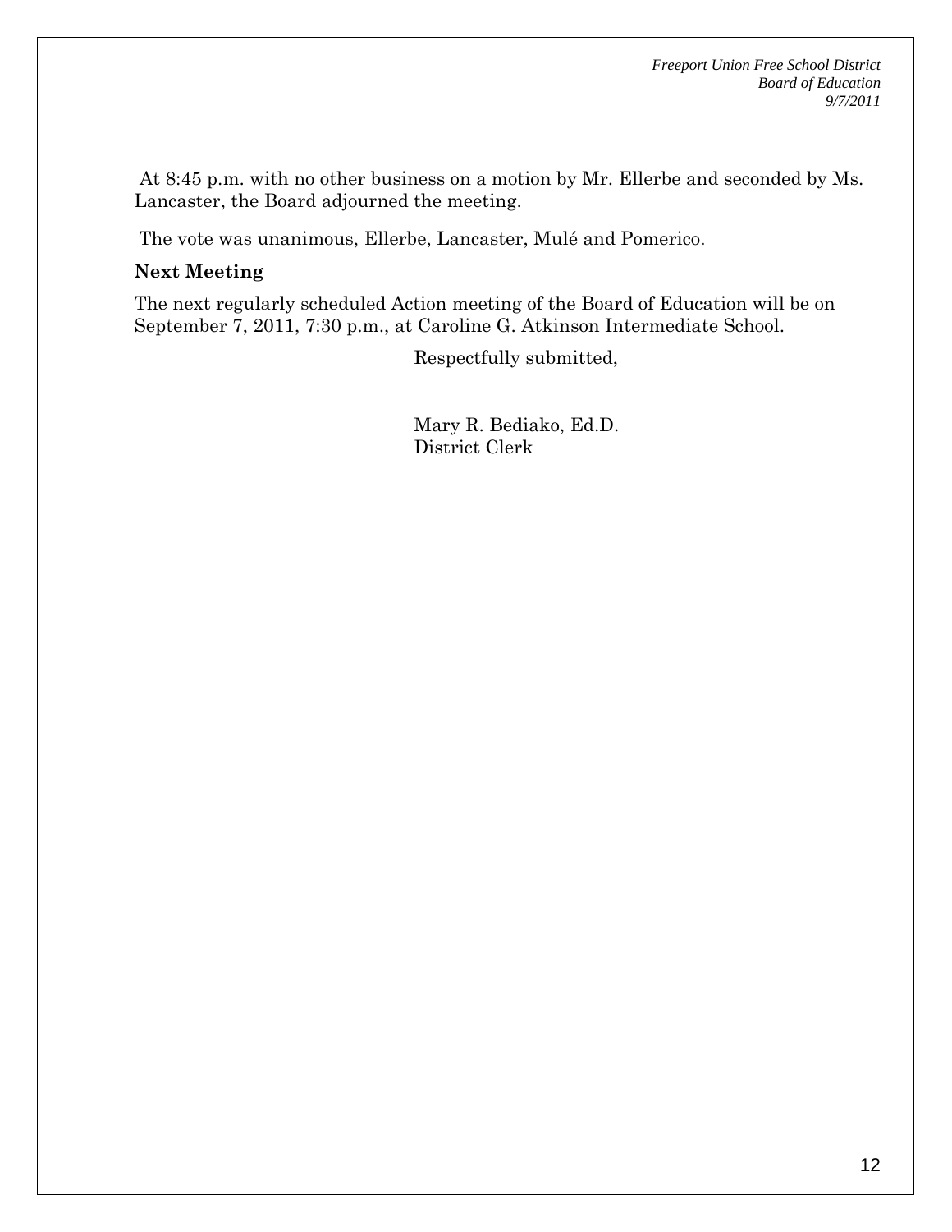At 8:45 p.m. with no other business on a motion by Mr. Ellerbe and seconded by Ms. Lancaster, the Board adjourned the meeting.

The vote was unanimous, Ellerbe, Lancaster, Mulé and Pomerico.

**Next Meeting**

The next regularly scheduled Action meeting of the Board of Education will be on September 7, 2011, 7:30 p.m., at Caroline G. Atkinson Intermediate School.

Respectfully submitted,

Mary R. Bediako, Ed.D.
District Clerk